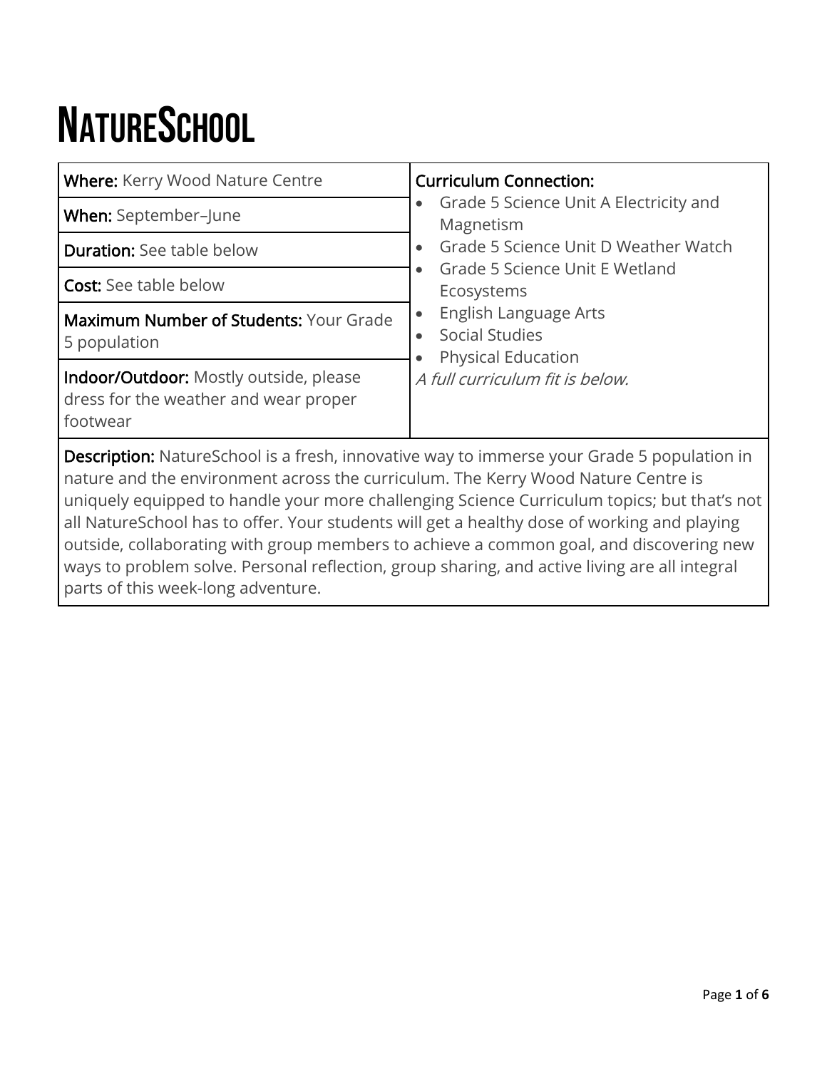# NatureSchool

| **Where:** Kerry Wood Nature Centre | **Curriculum Connection:**<br>• Grade 5 Science Unit A Electricity and Magnetism<br>• Grade 5 Science Unit D Weather Watch<br>• Grade 5 Science Unit E Wetland Ecosystems<br>• English Language Arts<br>• Social Studies<br>• Physical Education<br>*A full curriculum fit is below.* |
|---|---|
| **When:** September–June | |
| **Duration:** See table below | |
| **Cost:** See table below | |
| **Maximum Number of Students:** Your Grade 5 population | |
| **Indoor/Outdoor:** Mostly outside, please dress for the weather and wear proper footwear | |

**Description:** NatureSchool is a fresh, innovative way to immerse your Grade 5 population in nature and the environment across the curriculum. The Kerry Wood Nature Centre is uniquely equipped to handle your more challenging Science Curriculum topics; but that's not all NatureSchool has to offer. Your students will get a healthy dose of working and playing outside, collaborating with group members to achieve a common goal, and discovering new ways to problem solve. Personal reflection, group sharing, and active living are all integral parts of this week-long adventure.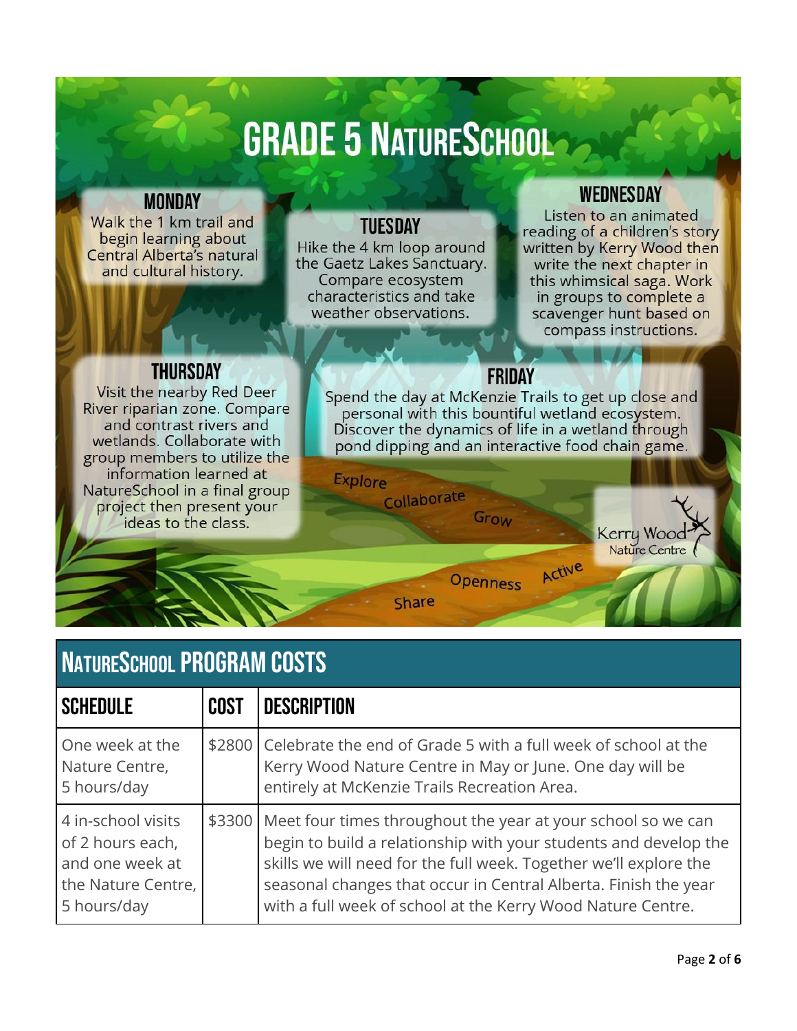# Grade 5 NatureSchool

### Monday

Walk the 1 km trail and begin learning about Central Alberta's natural and cultural history.

### Tuesday

Hike the 4 km loop around the Gaetz Lakes Sanctuary. Compare ecosystem characteristics and take weather observations.

### Wednesday

Listen to an animated reading of a children's story written by Kerry Wood then write the next chapter in this whimsical saga. Work in groups to complete a scavenger hunt based on compass instructions.

### Thursday

Visit the nearby Red Deer River riparian zone. Compare and contrast rivers and wetlands. Collaborate with group members to utilize the information learned at NatureSchool in a final group project then present your ideas to the class.

### Friday

Spend the day at McKenzie Trails to get up close and personal with this bountiful wetland ecosystem. Discover the dynamics of life in a wetland through pond dipping and an interactive food chain game.

Explore · Collaborate · Grow · Openness · Active · Share

Kerry Wood Nature Centre

## NatureSchool Program Costs

| Schedule | Cost | Description |
|---|---|---|
| One week at the Nature Centre, 5 hours/day | $2800 | Celebrate the end of Grade 5 with a full week of school at the Kerry Wood Nature Centre in May or June. One day will be entirely at McKenzie Trails Recreation Area. |
| 4 in-school visits of 2 hours each, and one week at the Nature Centre, 5 hours/day | $3300 | Meet four times throughout the year at your school so we can begin to build a relationship with your students and develop the skills we will need for the full week. Together we'll explore the seasonal changes that occur in Central Alberta. Finish the year with a full week of school at the Kerry Wood Nature Centre. |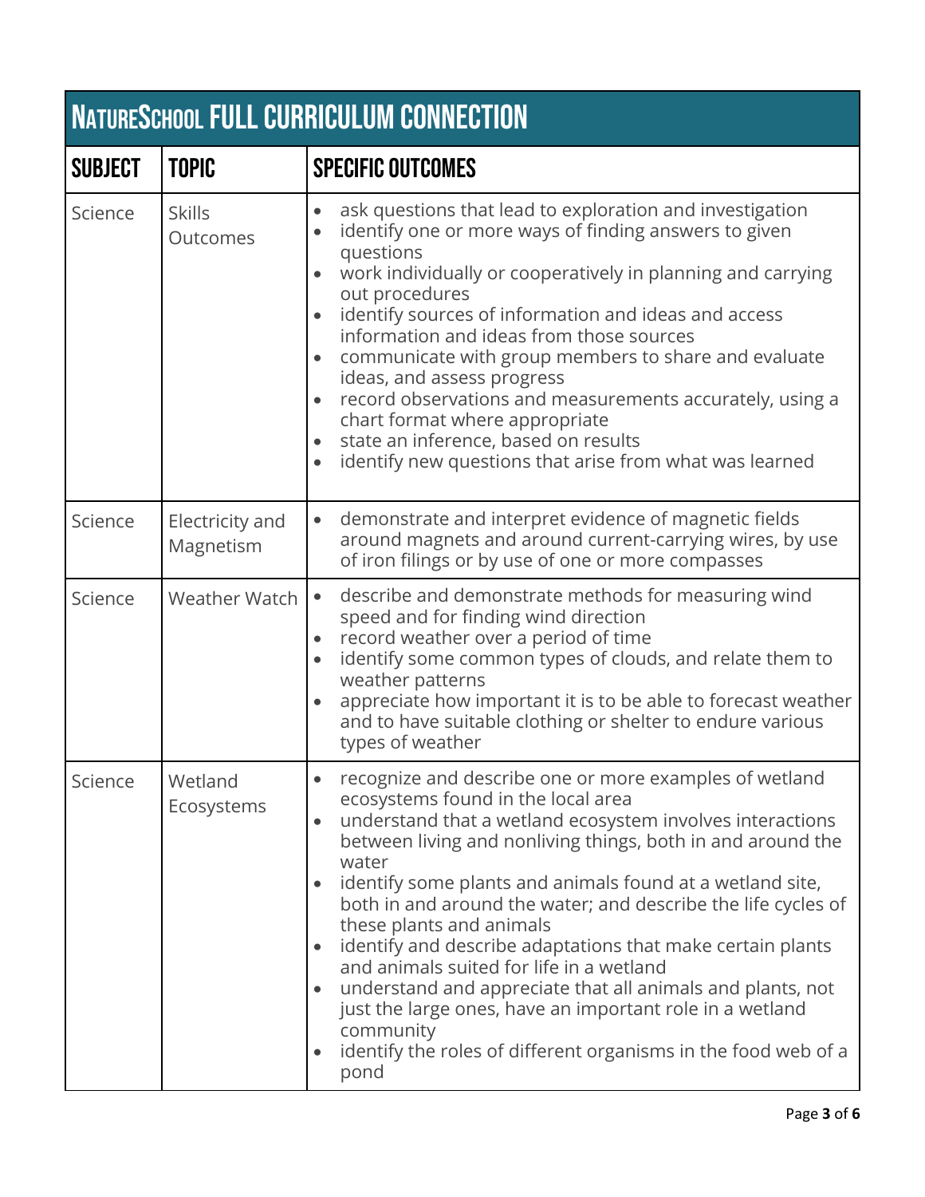## NatureSchool Full Curriculum Connection

| Subject | Topic | Specific Outcomes |
|---|---|---|
| Science | Skills Outcomes | • ask questions that lead to exploration and investigation<br>• identify one or more ways of finding answers to given questions<br>• work individually or cooperatively in planning and carrying out procedures<br>• identify sources of information and ideas and access information and ideas from those sources<br>• communicate with group members to share and evaluate ideas, and assess progress<br>• record observations and measurements accurately, using a chart format where appropriate<br>• state an inference, based on results<br>• identify new questions that arise from what was learned |
| Science | Electricity and Magnetism | • demonstrate and interpret evidence of magnetic fields around magnets and around current-carrying wires, by use of iron filings or by use of one or more compasses |
| Science | Weather Watch | • describe and demonstrate methods for measuring wind speed and for finding wind direction<br>• record weather over a period of time<br>• identify some common types of clouds, and relate them to weather patterns<br>• appreciate how important it is to be able to forecast weather and to have suitable clothing or shelter to endure various types of weather |
| Science | Wetland Ecosystems | • recognize and describe one or more examples of wetland ecosystems found in the local area<br>• understand that a wetland ecosystem involves interactions between living and nonliving things, both in and around the water<br>• identify some plants and animals found at a wetland site, both in and around the water; and describe the life cycles of these plants and animals<br>• identify and describe adaptations that make certain plants and animals suited for life in a wetland<br>• understand and appreciate that all animals and plants, not just the large ones, have an important role in a wetland community<br>• identify the roles of different organisms in the food web of a pond |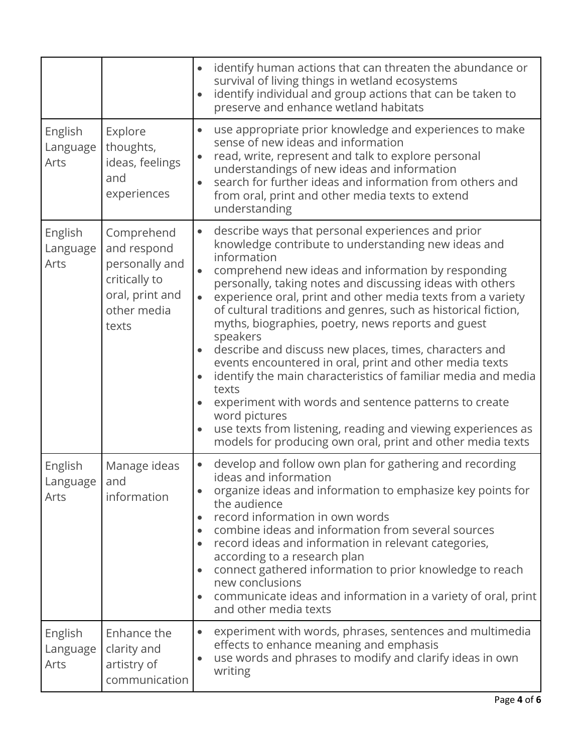| | | |
|---|---|---|
| | | • identify human actions that can threaten the abundance or survival of living things in wetland ecosystems<br>• identify individual and group actions that can be taken to preserve and enhance wetland habitats |
| English Language Arts | Explore thoughts, ideas, feelings and experiences | • use appropriate prior knowledge and experiences to make sense of new ideas and information<br>• read, write, represent and talk to explore personal understandings of new ideas and information<br>• search for further ideas and information from others and from oral, print and other media texts to extend understanding |
| English Language Arts | Comprehend and respond personally and critically to oral, print and other media texts | • describe ways that personal experiences and prior knowledge contribute to understanding new ideas and information<br>• comprehend new ideas and information by responding personally, taking notes and discussing ideas with others<br>• experience oral, print and other media texts from a variety of cultural traditions and genres, such as historical fiction, myths, biographies, poetry, news reports and guest speakers<br>• describe and discuss new places, times, characters and events encountered in oral, print and other media texts<br>• identify the main characteristics of familiar media and media texts<br>• experiment with words and sentence patterns to create word pictures<br>• use texts from listening, reading and viewing experiences as models for producing own oral, print and other media texts |
| English Language Arts | Manage ideas and information | • develop and follow own plan for gathering and recording ideas and information<br>• organize ideas and information to emphasize key points for the audience<br>• record information in own words<br>• combine ideas and information from several sources<br>• record ideas and information in relevant categories, according to a research plan<br>• connect gathered information to prior knowledge to reach new conclusions<br>• communicate ideas and information in a variety of oral, print and other media texts |
| English Language Arts | Enhance the clarity and artistry of communication | • experiment with words, phrases, sentences and multimedia effects to enhance meaning and emphasis<br>• use words and phrases to modify and clarify ideas in own writing |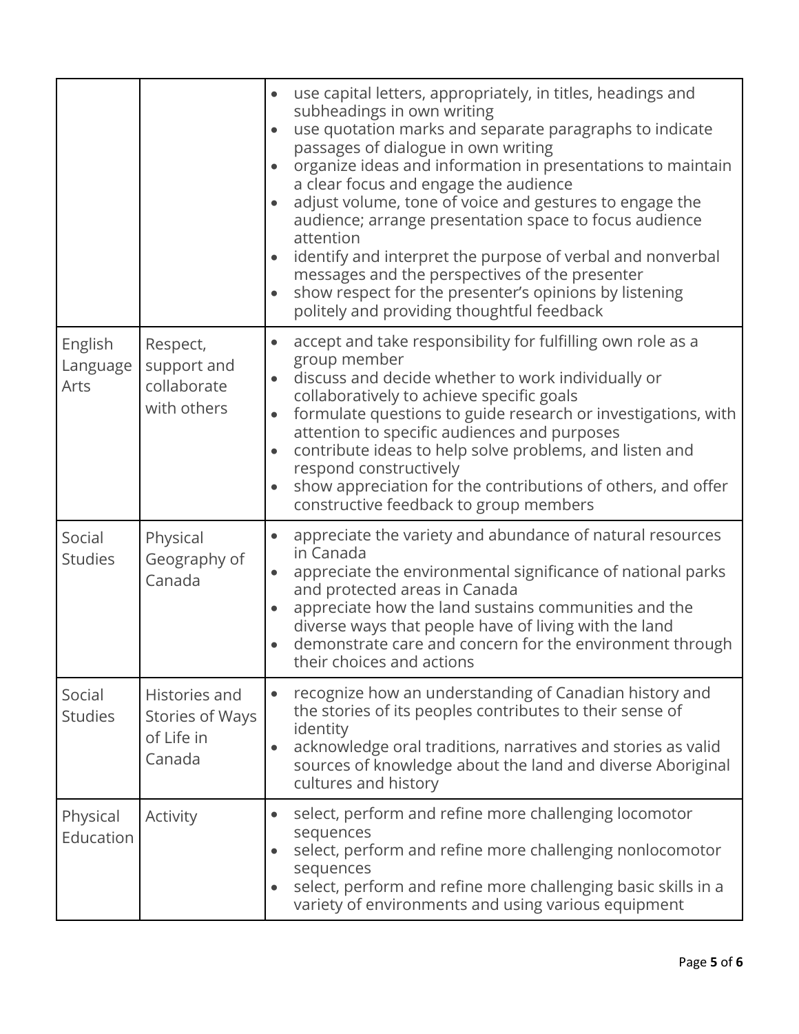| | | |
|---|---|---|
| | | • use capital letters, appropriately, in titles, headings and subheadings in own writing<br>• use quotation marks and separate paragraphs to indicate passages of dialogue in own writing<br>• organize ideas and information in presentations to maintain a clear focus and engage the audience<br>• adjust volume, tone of voice and gestures to engage the audience; arrange presentation space to focus audience attention<br>• identify and interpret the purpose of verbal and nonverbal messages and the perspectives of the presenter<br>• show respect for the presenter's opinions by listening politely and providing thoughtful feedback |
| English Language Arts | Respect, support and collaborate with others | • accept and take responsibility for fulfilling own role as a group member<br>• discuss and decide whether to work individually or collaboratively to achieve specific goals<br>• formulate questions to guide research or investigations, with attention to specific audiences and purposes<br>• contribute ideas to help solve problems, and listen and respond constructively<br>• show appreciation for the contributions of others, and offer constructive feedback to group members |
| Social Studies | Physical Geography of Canada | • appreciate the variety and abundance of natural resources in Canada<br>• appreciate the environmental significance of national parks and protected areas in Canada<br>• appreciate how the land sustains communities and the diverse ways that people have of living with the land<br>• demonstrate care and concern for the environment through their choices and actions |
| Social Studies | Histories and Stories of Ways of Life in Canada | • recognize how an understanding of Canadian history and the stories of its peoples contributes to their sense of identity<br>• acknowledge oral traditions, narratives and stories as valid sources of knowledge about the land and diverse Aboriginal cultures and history |
| Physical Education | Activity | • select, perform and refine more challenging locomotor sequences<br>• select, perform and refine more challenging nonlocomotor sequences<br>• select, perform and refine more challenging basic skills in a variety of environments and using various equipment |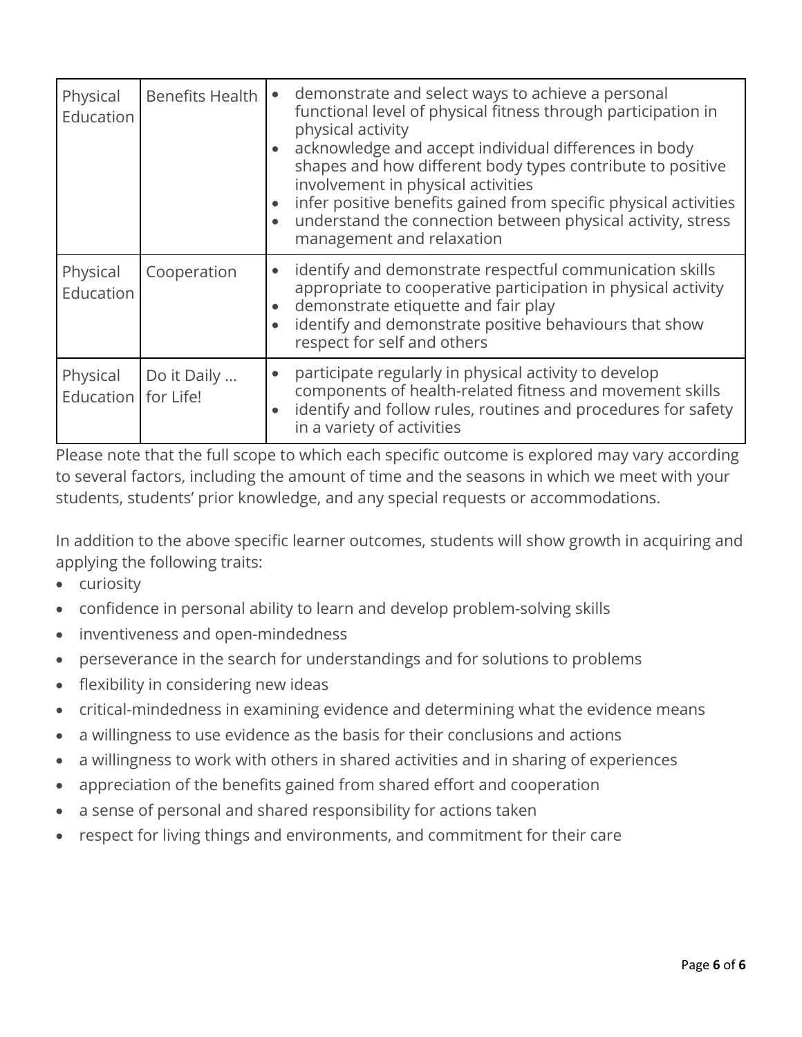| | | |
|---|---|---|
| Physical Education | Benefits Health | • demonstrate and select ways to achieve a personal functional level of physical fitness through participation in physical activity<br>• acknowledge and accept individual differences in body shapes and how different body types contribute to positive involvement in physical activities<br>• infer positive benefits gained from specific physical activities<br>• understand the connection between physical activity, stress management and relaxation |
| Physical Education | Cooperation | • identify and demonstrate respectful communication skills appropriate to cooperative participation in physical activity<br>• demonstrate etiquette and fair play<br>• identify and demonstrate positive behaviours that show respect for self and others |
| Physical Education | Do it Daily … for Life! | • participate regularly in physical activity to develop components of health-related fitness and movement skills<br>• identify and follow rules, routines and procedures for safety in a variety of activities |

Please note that the full scope to which each specific outcome is explored may vary according to several factors, including the amount of time and the seasons in which we meet with your students, students' prior knowledge, and any special requests or accommodations.

In addition to the above specific learner outcomes, students will show growth in acquiring and applying the following traits:

- curiosity
- confidence in personal ability to learn and develop problem-solving skills
- inventiveness and open-mindedness
- perseverance in the search for understandings and for solutions to problems
- flexibility in considering new ideas
- critical-mindedness in examining evidence and determining what the evidence means
- a willingness to use evidence as the basis for their conclusions and actions
- a willingness to work with others in shared activities and in sharing of experiences
- appreciation of the benefits gained from shared effort and cooperation
- a sense of personal and shared responsibility for actions taken
- respect for living things and environments, and commitment for their care